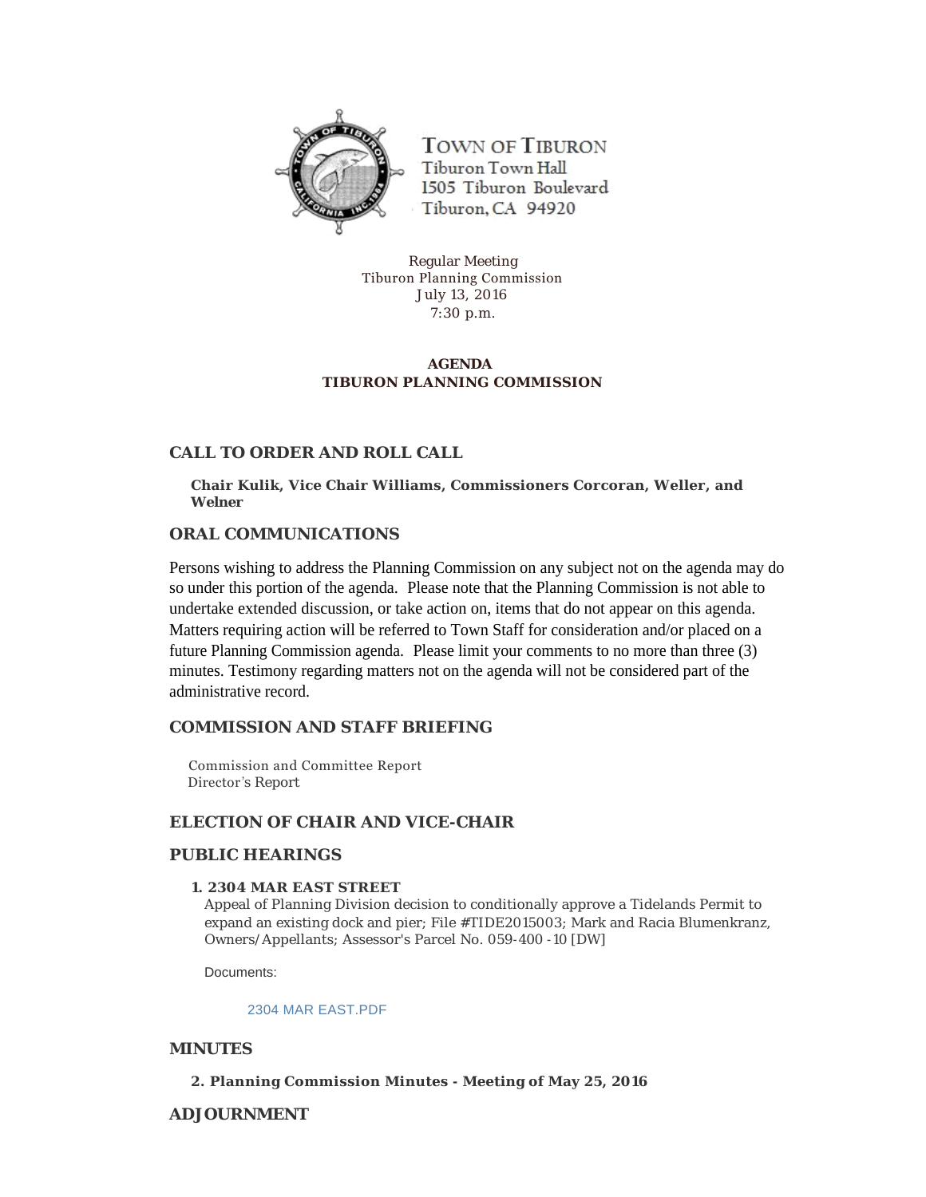TOWN OF TIBURON
Tiburon Town Hall
1505 Tiburon Boulevard
Tiburon, CA 94920

Regular Meeting
Tiburon Planning Commission
July 13, 2016
7:30 p.m.

**AGENDA**
**TIBURON PLANNING COMMISSION**

## CALL TO ORDER AND ROLL CALL

**Chair Kulik, Vice Chair Williams, Commissioners Corcoran, Weller, and Welner**

## ORAL COMMUNICATIONS

Persons wishing to address the Planning Commission on any subject not on the agenda may do so under this portion of the agenda. Please note that the Planning Commission is not able to undertake extended discussion, or take action on, items that do not appear on this agenda. Matters requiring action will be referred to Town Staff for consideration and/or placed on a future Planning Commission agenda. Please limit your comments to no more than three (3) minutes. Testimony regarding matters not on the agenda will not be considered part of the administrative record.

## COMMISSION AND STAFF BRIEFING

Commission and Committee Report
Director's Report

## ELECTION OF CHAIR AND VICE-CHAIR

## PUBLIC HEARINGS

1. **2304 MAR EAST STREET**
   Appeal of Planning Division decision to conditionally approve a Tidelands Permit to expand an existing dock and pier; File #TIDE2015003; Mark and Racia Blumenkranz, Owners/Appellants; Assessor's Parcel No. 059-400 -10 [DW]

   Documents:

   2304 MAR EAST.PDF

## MINUTES

2. **Planning Commission Minutes - Meeting of May 25, 2016**

## ADJOURNMENT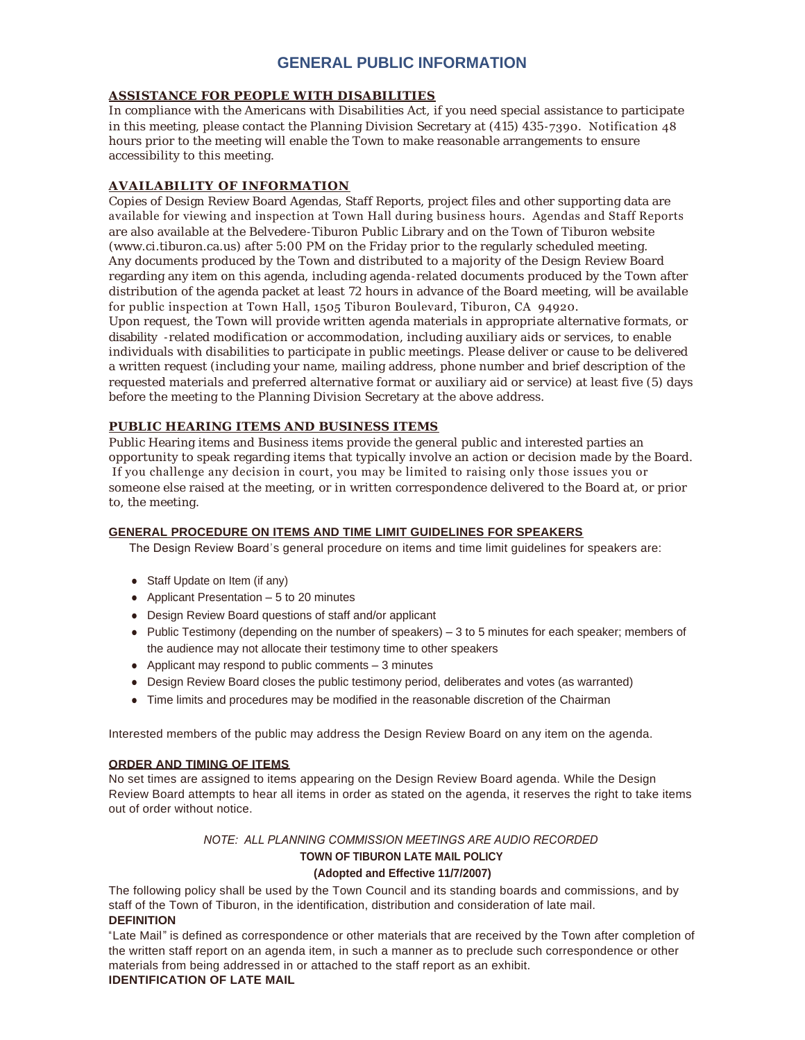# GENERAL PUBLIC INFORMATION

## ASSISTANCE FOR PEOPLE WITH DISABILITIES

In compliance with the Americans with Disabilities Act, if you need special assistance to participate in this meeting, please contact the Planning Division Secretary at (415) 435-7390. Notification 48 hours prior to the meeting will enable the Town to make reasonable arrangements to ensure accessibility to this meeting.

## AVAILABILITY OF INFORMATION

Copies of Design Review Board Agendas, Staff Reports, project files and other supporting data are available for viewing and inspection at Town Hall during business hours. Agendas and Staff Reports are also available at the Belvedere-Tiburon Public Library and on the Town of Tiburon website (www.ci.tiburon.ca.us) after 5:00 PM on the Friday prior to the regularly scheduled meeting. Any documents produced by the Town and distributed to a majority of the Design Review Board regarding any item on this agenda, including agenda-related documents produced by the Town after distribution of the agenda packet at least 72 hours in advance of the Board meeting, will be available for public inspection at Town Hall, 1505 Tiburon Boulevard, Tiburon, CA 94920.

Upon request, the Town will provide written agenda materials in appropriate alternative formats, or disability -related modification or accommodation, including auxiliary aids or services, to enable individuals with disabilities to participate in public meetings. Please deliver or cause to be delivered a written request (including your name, mailing address, phone number and brief description of the requested materials and preferred alternative format or auxiliary aid or service) at least five (5) days before the meeting to the Planning Division Secretary at the above address.

## PUBLIC HEARING ITEMS AND BUSINESS ITEMS

Public Hearing items and Business items provide the general public and interested parties an opportunity to speak regarding items that typically involve an action or decision made by the Board. If you challenge any decision in court, you may be limited to raising only those issues you or someone else raised at the meeting, or in written correspondence delivered to the Board at, or prior to, the meeting.

## GENERAL PROCEDURE ON ITEMS AND TIME LIMIT GUIDELINES FOR SPEAKERS

The Design Review Board's general procedure on items and time limit guidelines for speakers are:

- Staff Update on Item (if any)
- Applicant Presentation – 5 to 20 minutes
- Design Review Board questions of staff and/or applicant
- Public Testimony (depending on the number of speakers) – 3 to 5 minutes for each speaker; members of the audience may not allocate their testimony time to other speakers
- Applicant may respond to public comments – 3 minutes
- Design Review Board closes the public testimony period, deliberates and votes (as warranted)
- Time limits and procedures may be modified in the reasonable discretion of the Chairman

Interested members of the public may address the Design Review Board on any item on the agenda.

## ORDER AND TIMING OF ITEMS

No set times are assigned to items appearing on the Design Review Board agenda. While the Design Review Board attempts to hear all items in order as stated on the agenda, it reserves the right to take items out of order without notice.

*NOTE: ALL PLANNING COMMISSION MEETINGS ARE AUDIO RECORDED*

**TOWN OF TIBURON LATE MAIL POLICY**

**(Adopted and Effective 11/7/2007)**

The following policy shall be used by the Town Council and its standing boards and commissions, and by staff of the Town of Tiburon, in the identification, distribution and consideration of late mail.

**DEFINITION**

"Late Mail" is defined as correspondence or other materials that are received by the Town after completion of the written staff report on an agenda item, in such a manner as to preclude such correspondence or other materials from being addressed in or attached to the staff report as an exhibit.

**IDENTIFICATION OF LATE MAIL**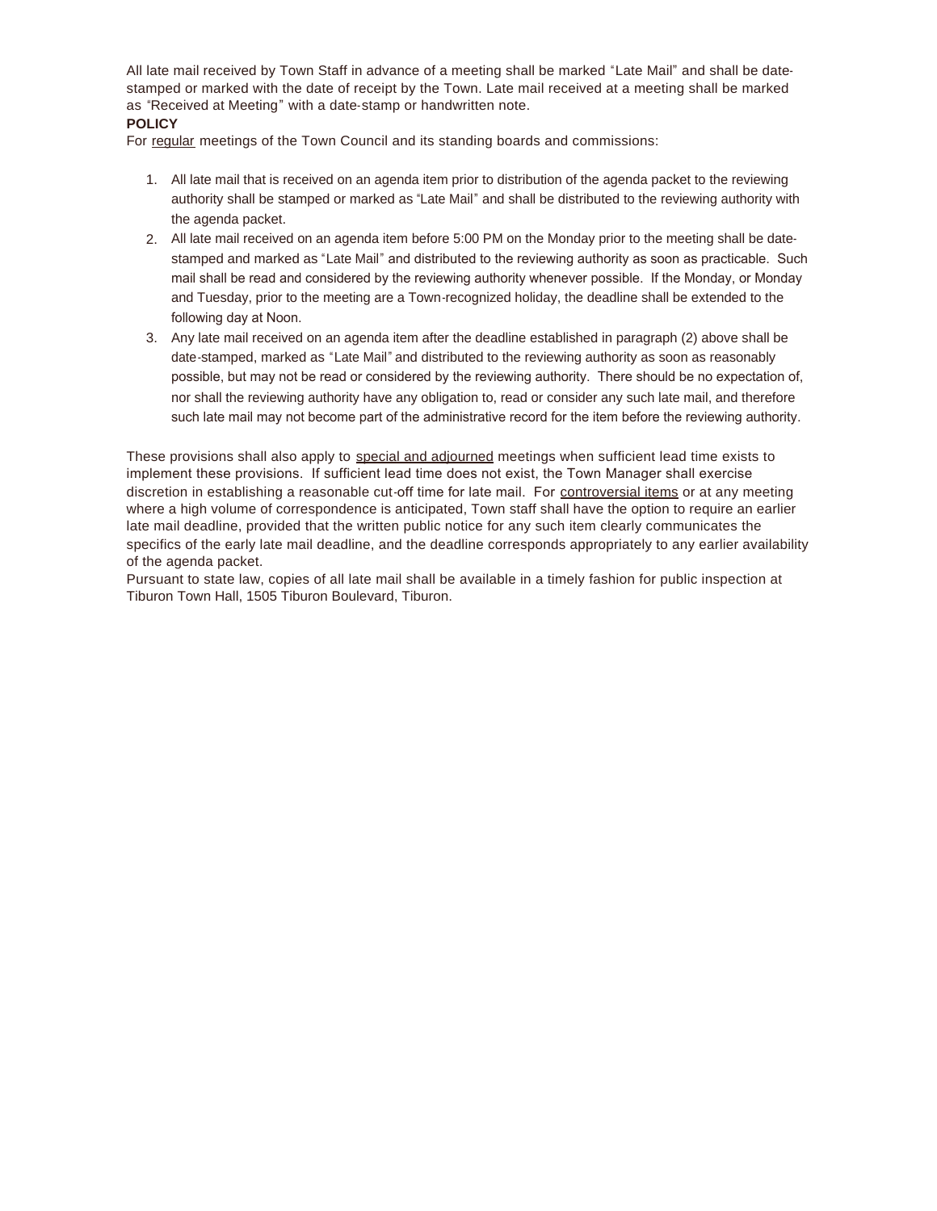All late mail received by Town Staff in advance of a meeting shall be marked "Late Mail" and shall be date-stamped or marked with the date of receipt by the Town. Late mail received at a meeting shall be marked as "Received at Meeting" with a date-stamp or handwritten note.

**POLICY**

For <u>regular</u> meetings of the Town Council and its standing boards and commissions:

1. All late mail that is received on an agenda item prior to distribution of the agenda packet to the reviewing authority shall be stamped or marked as "Late Mail" and shall be distributed to the reviewing authority with the agenda packet.
2. All late mail received on an agenda item before 5:00 PM on the Monday prior to the meeting shall be date-stamped and marked as "Late Mail" and distributed to the reviewing authority as soon as practicable. Such mail shall be read and considered by the reviewing authority whenever possible. If the Monday, or Monday and Tuesday, prior to the meeting are a Town-recognized holiday, the deadline shall be extended to the following day at Noon.
3. Any late mail received on an agenda item after the deadline established in paragraph (2) above shall be date-stamped, marked as "Late Mail" and distributed to the reviewing authority as soon as reasonably possible, but may not be read or considered by the reviewing authority. There should be no expectation of, nor shall the reviewing authority have any obligation to, read or consider any such late mail, and therefore such late mail may not become part of the administrative record for the item before the reviewing authority.

These provisions shall also apply to <u>special and adjourned</u> meetings when sufficient lead time exists to implement these provisions. If sufficient lead time does not exist, the Town Manager shall exercise discretion in establishing a reasonable cut-off time for late mail. For <u>controversial items</u> or at any meeting where a high volume of correspondence is anticipated, Town staff shall have the option to require an earlier late mail deadline, provided that the written public notice for any such item clearly communicates the specifics of the early late mail deadline, and the deadline corresponds appropriately to any earlier availability of the agenda packet.

Pursuant to state law, copies of all late mail shall be available in a timely fashion for public inspection at Tiburon Town Hall, 1505 Tiburon Boulevard, Tiburon.